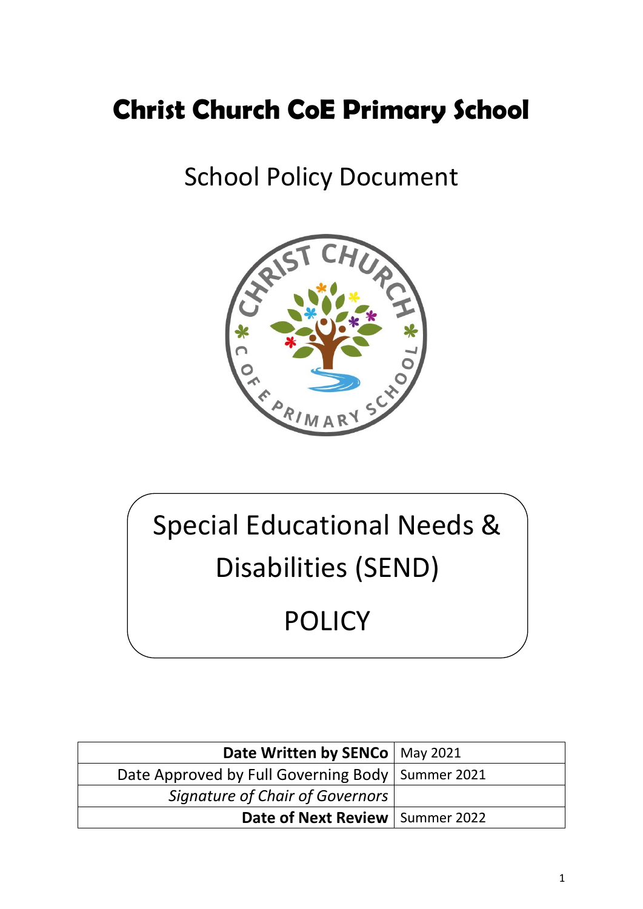# Christ Church CoE Primary School

School Policy Document

Special Educational Needs & Disabilities (SEND)

POLICY

| | |
|---:|---|
| **Date Written by SENCo** | May 2021 |
| Date Approved by Full Governing Body | Summer 2021 |
| *Signature of Chair of Governors* | |
| **Date of Next Review** | Summer 2022 |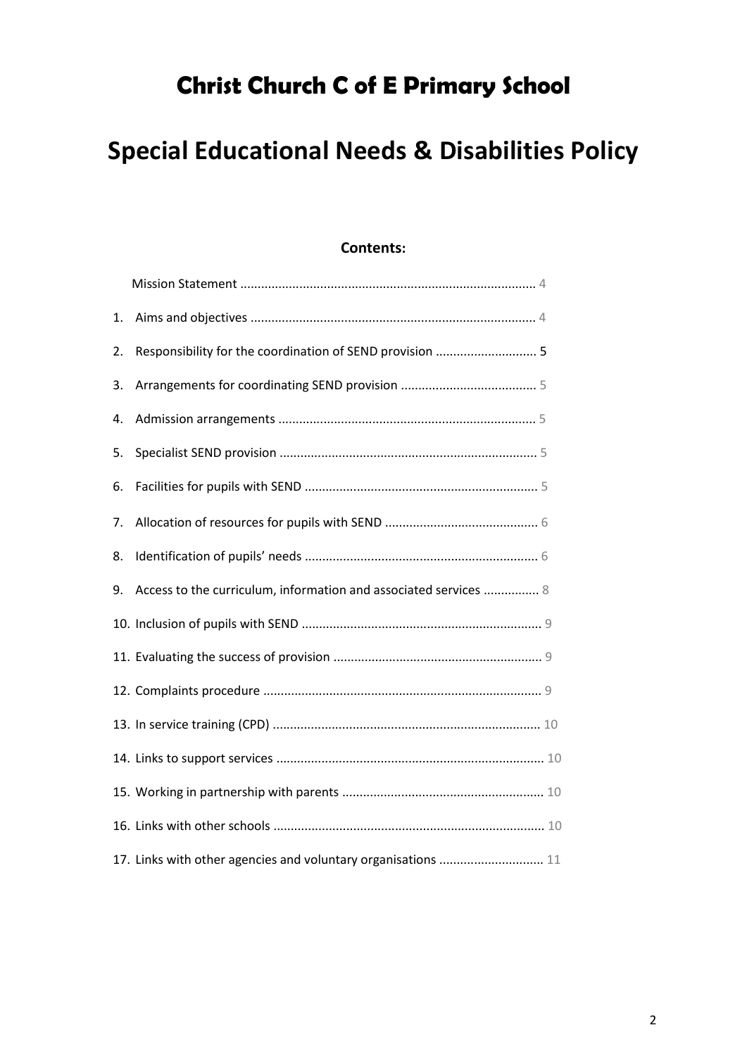# Christ Church C of E Primary School

# Special Educational Needs & Disabilities Policy

**Contents:**

Mission Statement .................................................................................... 4

1. Aims and objectives ................................................................................. 4
2. Responsibility for the coordination of SEND provision ............................ 5
3. Arrangements for coordinating SEND provision ....................................... 5
4. Admission arrangements ......................................................................... 5
5. Specialist SEND provision ......................................................................... 5
6. Facilities for pupils with SEND .................................................................. 5
7. Allocation of resources for pupils with SEND ........................................... 6
8. Identification of pupils' needs .................................................................. 6
9. Access to the curriculum, information and associated services ............... 8
10. Inclusion of pupils with SEND .................................................................... 9
11. Evaluating the success of provision ........................................................... 9
12. Complaints procedure ............................................................................... 9
13. In service training (CPD) ............................................................................ 10
14. Links to support services ............................................................................ 10
15. Working in partnership with parents ......................................................... 10
16. Links with other schools ............................................................................. 10
17. Links with other agencies and voluntary organisations ............................. 11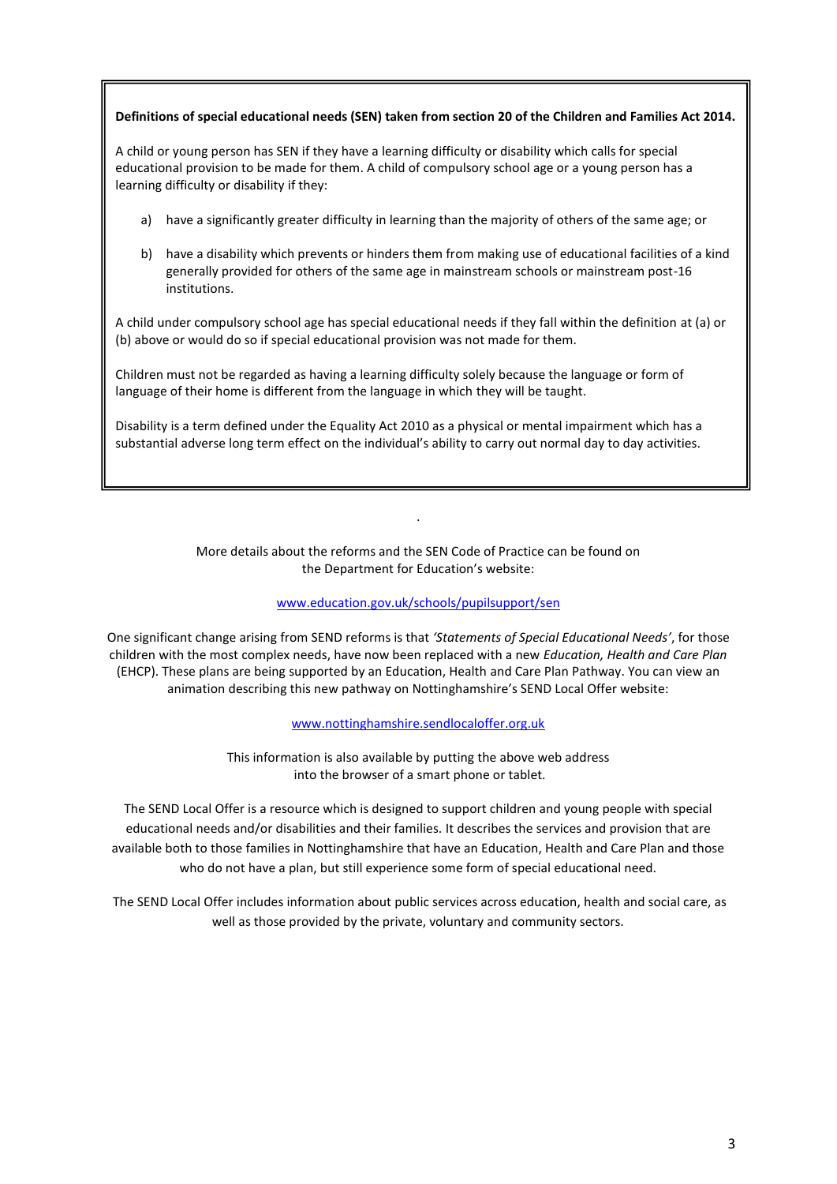**Definitions of special educational needs (SEN) taken from section 20 of the Children and Families Act 2014.**

A child or young person has SEN if they have a learning difficulty or disability which calls for special educational provision to be made for them. A child of compulsory school age or a young person has a learning difficulty or disability if they:

a) have a significantly greater difficulty in learning than the majority of others of the same age; or

b) have a disability which prevents or hinders them from making use of educational facilities of a kind generally provided for others of the same age in mainstream schools or mainstream post-16 institutions.

A child under compulsory school age has special educational needs if they fall within the definition at (a) or (b) above or would do so if special educational provision was not made for them.

Children must not be regarded as having a learning difficulty solely because the language or form of language of their home is different from the language in which they will be taught.

Disability is a term defined under the Equality Act 2010 as a physical or mental impairment which has a substantial adverse long term effect on the individual's ability to carry out normal day to day activities.

More details about the reforms and the SEN Code of Practice can be found on the Department for Education's website:

www.education.gov.uk/schools/pupilsupport/sen

One significant change arising from SEND reforms is that *'Statements of Special Educational Needs'*, for those children with the most complex needs, have now been replaced with a new *Education, Health and Care Plan* (EHCP). These plans are being supported by an Education, Health and Care Plan Pathway. You can view an animation describing this new pathway on Nottinghamshire's SEND Local Offer website:

www.nottinghamshire.sendlocaloffer.org.uk

This information is also available by putting the above web address into the browser of a smart phone or tablet.

The SEND Local Offer is a resource which is designed to support children and young people with special educational needs and/or disabilities and their families. It describes the services and provision that are available both to those families in Nottinghamshire that have an Education, Health and Care Plan and those who do not have a plan, but still experience some form of special educational need.

The SEND Local Offer includes information about public services across education, health and social care, as well as those provided by the private, voluntary and community sectors.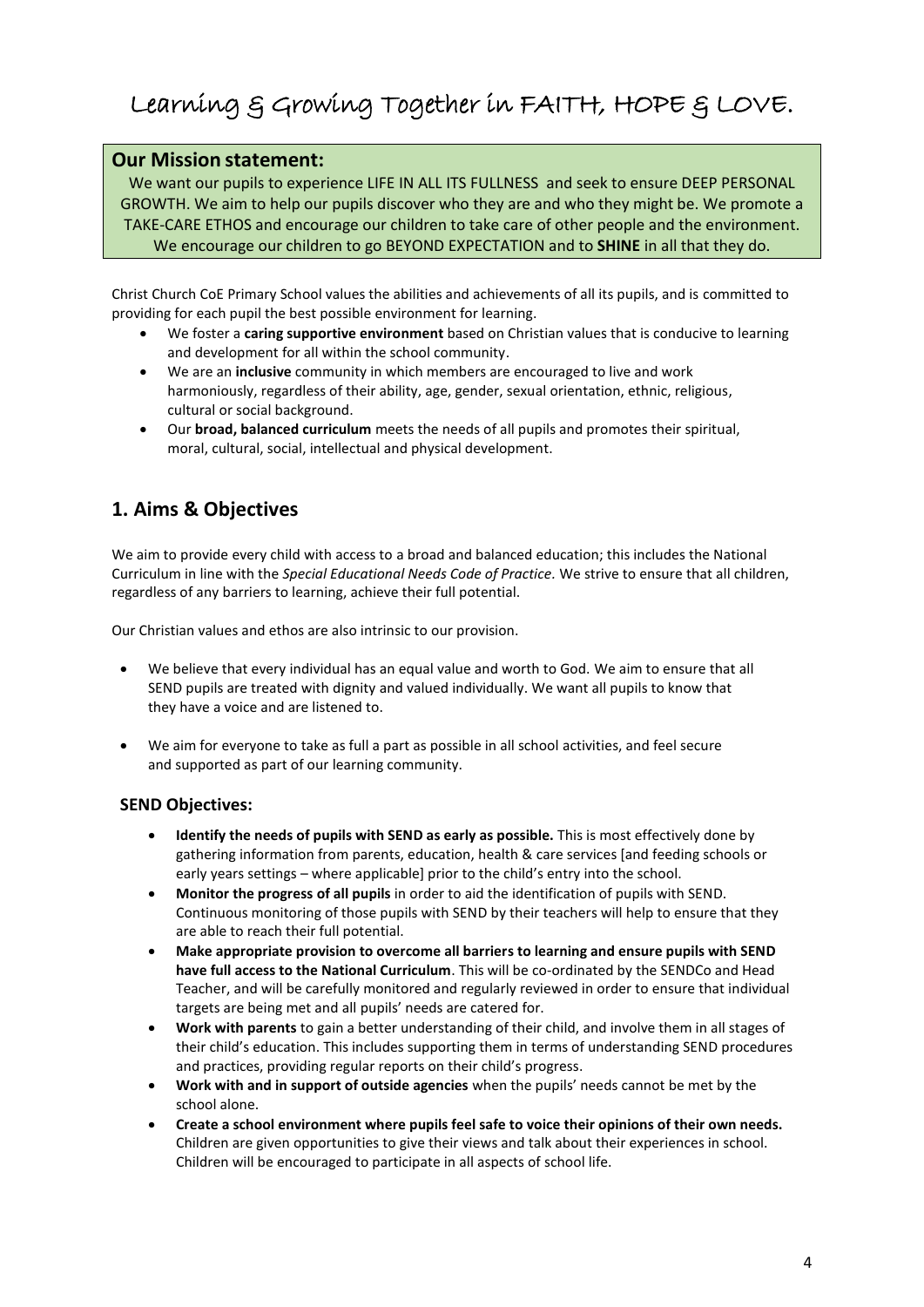# Learning & Growing Together in FAITH, HOPE & LOVE.

**Our Mission statement:**

We want our pupils to experience LIFE IN ALL ITS FULLNESS and seek to ensure DEEP PERSONAL GROWTH. We aim to help our pupils discover who they are and who they might be. We promote a TAKE-CARE ETHOS and encourage our children to take care of other people and the environment. We encourage our children to go BEYOND EXPECTATION and to **SHINE** in all that they do.

Christ Church CoE Primary School values the abilities and achievements of all its pupils, and is committed to providing for each pupil the best possible environment for learning.

- We foster a **caring supportive environment** based on Christian values that is conducive to learning and development for all within the school community.
- We are an **inclusive** community in which members are encouraged to live and work harmoniously, regardless of their ability, age, gender, sexual orientation, ethnic, religious, cultural or social background.
- Our **broad, balanced curriculum** meets the needs of all pupils and promotes their spiritual, moral, cultural, social, intellectual and physical development.

## 1. Aims & Objectives

We aim to provide every child with access to a broad and balanced education; this includes the National Curriculum in line with the *Special Educational Needs Code of Practice.* We strive to ensure that all children, regardless of any barriers to learning, achieve their full potential.

Our Christian values and ethos are also intrinsic to our provision.

- We believe that every individual has an equal value and worth to God. We aim to ensure that all SEND pupils are treated with dignity and valued individually. We want all pupils to know that they have a voice and are listened to.
- We aim for everyone to take as full a part as possible in all school activities, and feel secure and supported as part of our learning community.

### SEND Objectives:

- **Identify the needs of pupils with SEND as early as possible.** This is most effectively done by gathering information from parents, education, health & care services [and feeding schools or early years settings – where applicable] prior to the child's entry into the school.
- **Monitor the progress of all pupils** in order to aid the identification of pupils with SEND. Continuous monitoring of those pupils with SEND by their teachers will help to ensure that they are able to reach their full potential.
- **Make appropriate provision to overcome all barriers to learning and ensure pupils with SEND have full access to the National Curriculum**. This will be co-ordinated by the SENDCo and Head Teacher, and will be carefully monitored and regularly reviewed in order to ensure that individual targets are being met and all pupils' needs are catered for.
- **Work with parents** to gain a better understanding of their child, and involve them in all stages of their child's education. This includes supporting them in terms of understanding SEND procedures and practices, providing regular reports on their child's progress.
- **Work with and in support of outside agencies** when the pupils' needs cannot be met by the school alone.
- **Create a school environment where pupils feel safe to voice their opinions of their own needs.** Children are given opportunities to give their views and talk about their experiences in school. Children will be encouraged to participate in all aspects of school life.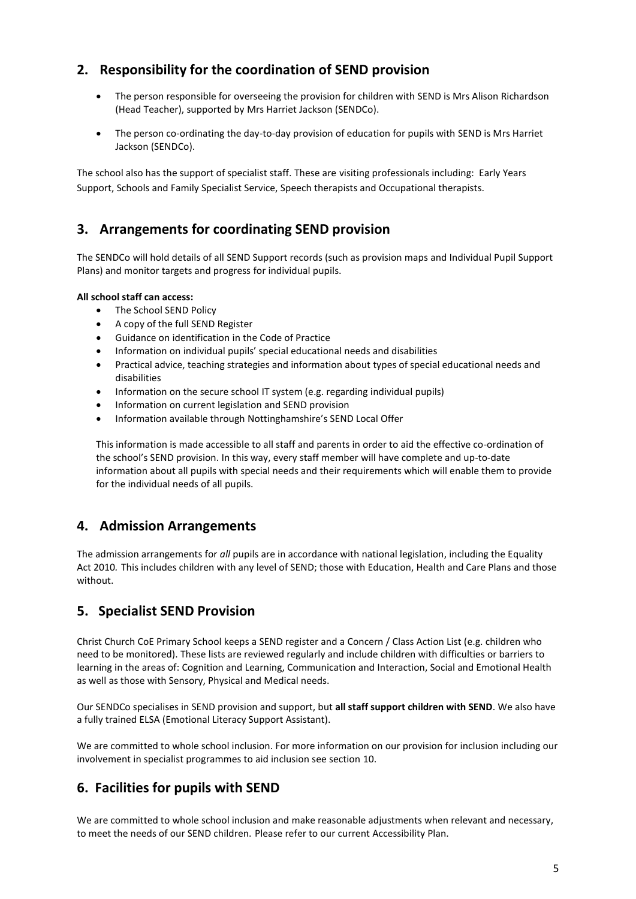## 2. Responsibility for the coordination of SEND provision

- The person responsible for overseeing the provision for children with SEND is Mrs Alison Richardson (Head Teacher), supported by Mrs Harriet Jackson (SENDCo).
- The person co-ordinating the day-to-day provision of education for pupils with SEND is Mrs Harriet Jackson (SENDCo).

The school also has the support of specialist staff. These are visiting professionals including: Early Years Support, Schools and Family Specialist Service, Speech therapists and Occupational therapists.

## 3. Arrangements for coordinating SEND provision

The SENDCo will hold details of all SEND Support records (such as provision maps and Individual Pupil Support Plans) and monitor targets and progress for individual pupils.

**All school staff can access:**

- The School SEND Policy
- A copy of the full SEND Register
- Guidance on identification in the Code of Practice
- Information on individual pupils' special educational needs and disabilities
- Practical advice, teaching strategies and information about types of special educational needs and disabilities
- Information on the secure school IT system (e.g. regarding individual pupils)
- Information on current legislation and SEND provision
- Information available through Nottinghamshire's SEND Local Offer

This information is made accessible to all staff and parents in order to aid the effective co-ordination of the school's SEND provision. In this way, every staff member will have complete and up-to-date information about all pupils with special needs and their requirements which will enable them to provide for the individual needs of all pupils.

## 4. Admission Arrangements

The admission arrangements for *all* pupils are in accordance with national legislation, including the Equality Act 2010. This includes children with any level of SEND; those with Education, Health and Care Plans and those without.

## 5. Specialist SEND Provision

Christ Church CoE Primary School keeps a SEND register and a Concern / Class Action List (e.g. children who need to be monitored). These lists are reviewed regularly and include children with difficulties or barriers to learning in the areas of: Cognition and Learning, Communication and Interaction, Social and Emotional Health as well as those with Sensory, Physical and Medical needs.

Our SENDCo specialises in SEND provision and support, but **all staff support children with SEND**. We also have a fully trained ELSA (Emotional Literacy Support Assistant).

We are committed to whole school inclusion. For more information on our provision for inclusion including our involvement in specialist programmes to aid inclusion see section 10.

## 6. Facilities for pupils with SEND

We are committed to whole school inclusion and make reasonable adjustments when relevant and necessary, to meet the needs of our SEND children. Please refer to our current Accessibility Plan.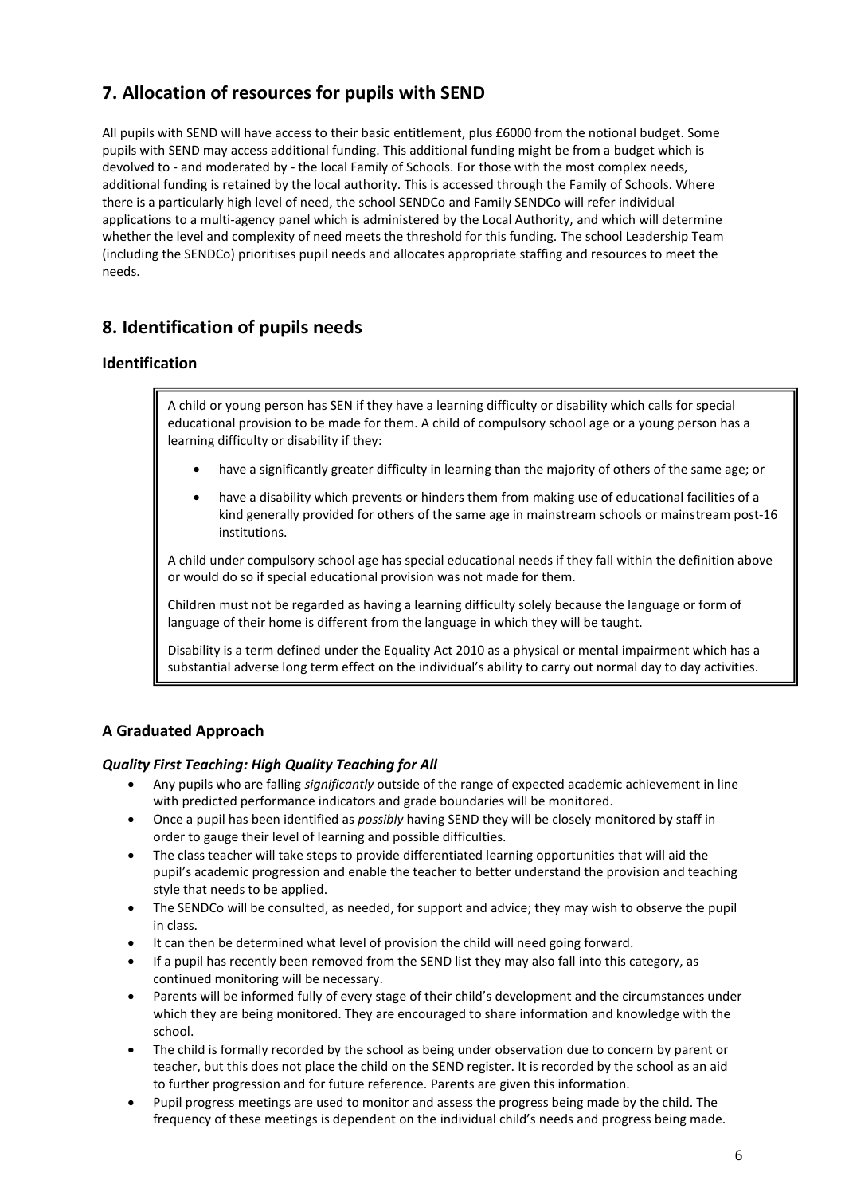## 7. Allocation of resources for pupils with SEND

All pupils with SEND will have access to their basic entitlement, plus £6000 from the notional budget. Some pupils with SEND may access additional funding. This additional funding might be from a budget which is devolved to - and moderated by - the local Family of Schools. For those with the most complex needs, additional funding is retained by the local authority. This is accessed through the Family of Schools. Where there is a particularly high level of need, the school SENDCo and Family SENDCo will refer individual applications to a multi-agency panel which is administered by the Local Authority, and which will determine whether the level and complexity of need meets the threshold for this funding. The school Leadership Team (including the SENDCo) prioritises pupil needs and allocates appropriate staffing and resources to meet the needs.

## 8. Identification of pupils needs

### Identification

A child or young person has SEN if they have a learning difficulty or disability which calls for special educational provision to be made for them. A child of compulsory school age or a young person has a learning difficulty or disability if they:

- have a significantly greater difficulty in learning than the majority of others of the same age; or
- have a disability which prevents or hinders them from making use of educational facilities of a kind generally provided for others of the same age in mainstream schools or mainstream post-16 institutions.

A child under compulsory school age has special educational needs if they fall within the definition above or would do so if special educational provision was not made for them.

Children must not be regarded as having a learning difficulty solely because the language or form of language of their home is different from the language in which they will be taught.

Disability is a term defined under the Equality Act 2010 as a physical or mental impairment which has a substantial adverse long term effect on the individual's ability to carry out normal day to day activities.

### A Graduated Approach

#### *Quality First Teaching: High Quality Teaching for All*

- Any pupils who are falling *significantly* outside of the range of expected academic achievement in line with predicted performance indicators and grade boundaries will be monitored.
- Once a pupil has been identified as *possibly* having SEND they will be closely monitored by staff in order to gauge their level of learning and possible difficulties.
- The class teacher will take steps to provide differentiated learning opportunities that will aid the pupil's academic progression and enable the teacher to better understand the provision and teaching style that needs to be applied.
- The SENDCo will be consulted, as needed, for support and advice; they may wish to observe the pupil in class.
- It can then be determined what level of provision the child will need going forward.
- If a pupil has recently been removed from the SEND list they may also fall into this category, as continued monitoring will be necessary.
- Parents will be informed fully of every stage of their child's development and the circumstances under which they are being monitored. They are encouraged to share information and knowledge with the school.
- The child is formally recorded by the school as being under observation due to concern by parent or teacher, but this does not place the child on the SEND register. It is recorded by the school as an aid to further progression and for future reference. Parents are given this information.
- Pupil progress meetings are used to monitor and assess the progress being made by the child. The frequency of these meetings is dependent on the individual child's needs and progress being made.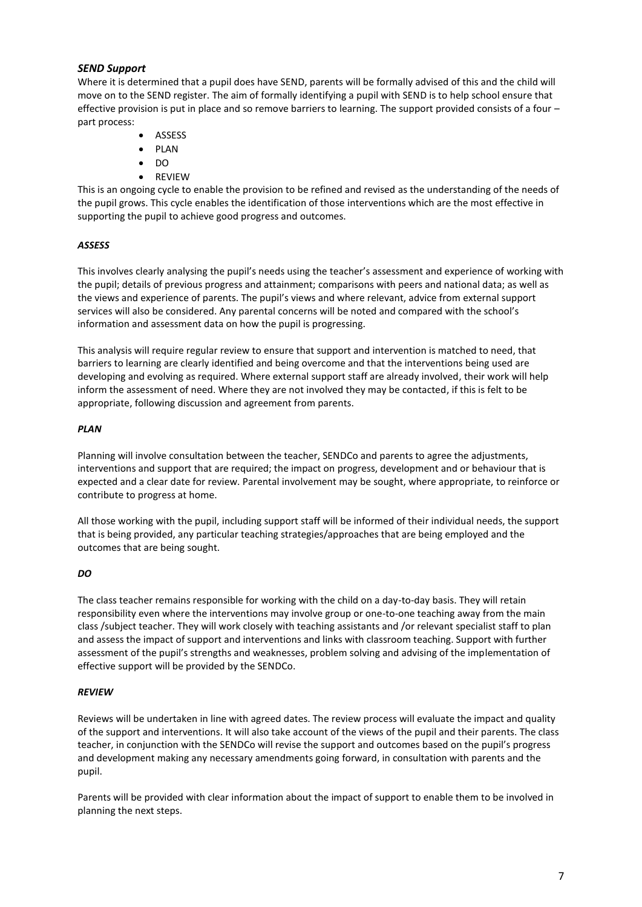### *SEND Support*

Where it is determined that a pupil does have SEND, parents will be formally advised of this and the child will move on to the SEND register. The aim of formally identifying a pupil with SEND is to help school ensure that effective provision is put in place and so remove barriers to learning. The support provided consists of a four – part process:

- ASSESS
- PLAN
- DO
- REVIEW

This is an ongoing cycle to enable the provision to be refined and revised as the understanding of the needs of the pupil grows. This cycle enables the identification of those interventions which are the most effective in supporting the pupil to achieve good progress and outcomes.

#### *ASSESS*

This involves clearly analysing the pupil's needs using the teacher's assessment and experience of working with the pupil; details of previous progress and attainment; comparisons with peers and national data; as well as the views and experience of parents. The pupil's views and where relevant, advice from external support services will also be considered. Any parental concerns will be noted and compared with the school's information and assessment data on how the pupil is progressing.

This analysis will require regular review to ensure that support and intervention is matched to need, that barriers to learning are clearly identified and being overcome and that the interventions being used are developing and evolving as required. Where external support staff are already involved, their work will help inform the assessment of need. Where they are not involved they may be contacted, if this is felt to be appropriate, following discussion and agreement from parents.

#### *PLAN*

Planning will involve consultation between the teacher, SENDCo and parents to agree the adjustments, interventions and support that are required; the impact on progress, development and or behaviour that is expected and a clear date for review. Parental involvement may be sought, where appropriate, to reinforce or contribute to progress at home.

All those working with the pupil, including support staff will be informed of their individual needs, the support that is being provided, any particular teaching strategies/approaches that are being employed and the outcomes that are being sought.

#### *DO*

The class teacher remains responsible for working with the child on a day-to-day basis. They will retain responsibility even where the interventions may involve group or one-to-one teaching away from the main class /subject teacher. They will work closely with teaching assistants and /or relevant specialist staff to plan and assess the impact of support and interventions and links with classroom teaching. Support with further assessment of the pupil's strengths and weaknesses, problem solving and advising of the implementation of effective support will be provided by the SENDCo.

#### *REVIEW*

Reviews will be undertaken in line with agreed dates. The review process will evaluate the impact and quality of the support and interventions. It will also take account of the views of the pupil and their parents. The class teacher, in conjunction with the SENDCo will revise the support and outcomes based on the pupil's progress and development making any necessary amendments going forward, in consultation with parents and the pupil.

Parents will be provided with clear information about the impact of support to enable them to be involved in planning the next steps.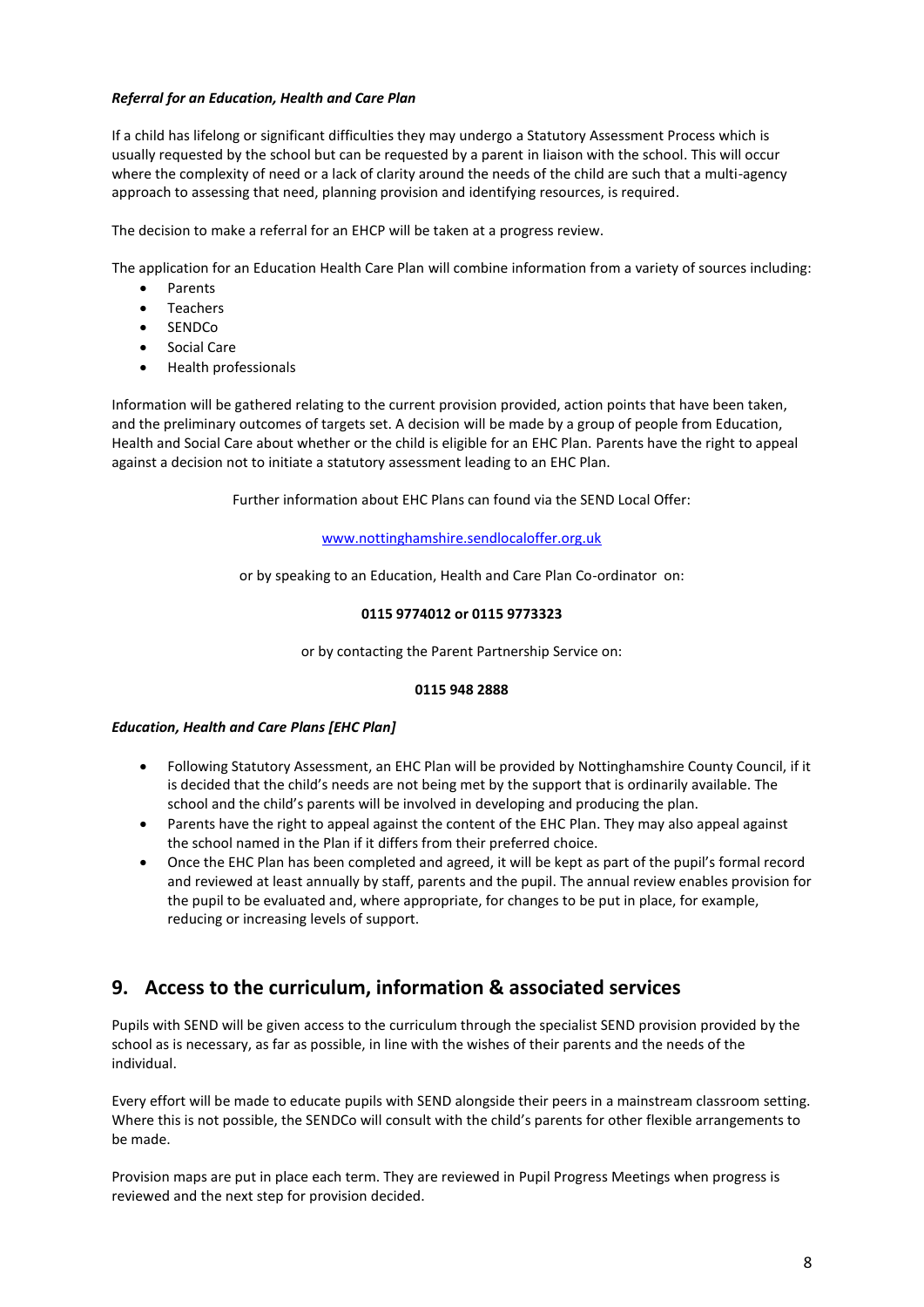***Referral for an Education, Health and Care Plan***

If a child has lifelong or significant difficulties they may undergo a Statutory Assessment Process which is usually requested by the school but can be requested by a parent in liaison with the school. This will occur where the complexity of need or a lack of clarity around the needs of the child are such that a multi-agency approach to assessing that need, planning provision and identifying resources, is required.

The decision to make a referral for an EHCP will be taken at a progress review.

The application for an Education Health Care Plan will combine information from a variety of sources including:

- Parents
- Teachers
- SENDCo
- Social Care
- Health professionals

Information will be gathered relating to the current provision provided, action points that have been taken, and the preliminary outcomes of targets set. A decision will be made by a group of people from Education, Health and Social Care about whether or the child is eligible for an EHC Plan. Parents have the right to appeal against a decision not to initiate a statutory assessment leading to an EHC Plan.

Further information about EHC Plans can found via the SEND Local Offer:

www.nottinghamshire.sendlocaloffer.org.uk

or by speaking to an Education, Health and Care Plan Co-ordinator on:

**0115 9774012 or 0115 9773323**

or by contacting the Parent Partnership Service on:

**0115 948 2888**

***Education, Health and Care Plans [EHC Plan]***

- Following Statutory Assessment, an EHC Plan will be provided by Nottinghamshire County Council, if it is decided that the child's needs are not being met by the support that is ordinarily available. The school and the child's parents will be involved in developing and producing the plan.
- Parents have the right to appeal against the content of the EHC Plan. They may also appeal against the school named in the Plan if it differs from their preferred choice.
- Once the EHC Plan has been completed and agreed, it will be kept as part of the pupil's formal record and reviewed at least annually by staff, parents and the pupil. The annual review enables provision for the pupil to be evaluated and, where appropriate, for changes to be put in place, for example, reducing or increasing levels of support.

## 9. Access to the curriculum, information & associated services

Pupils with SEND will be given access to the curriculum through the specialist SEND provision provided by the school as is necessary, as far as possible, in line with the wishes of their parents and the needs of the individual.

Every effort will be made to educate pupils with SEND alongside their peers in a mainstream classroom setting. Where this is not possible, the SENDCo will consult with the child's parents for other flexible arrangements to be made.

Provision maps are put in place each term. They are reviewed in Pupil Progress Meetings when progress is reviewed and the next step for provision decided.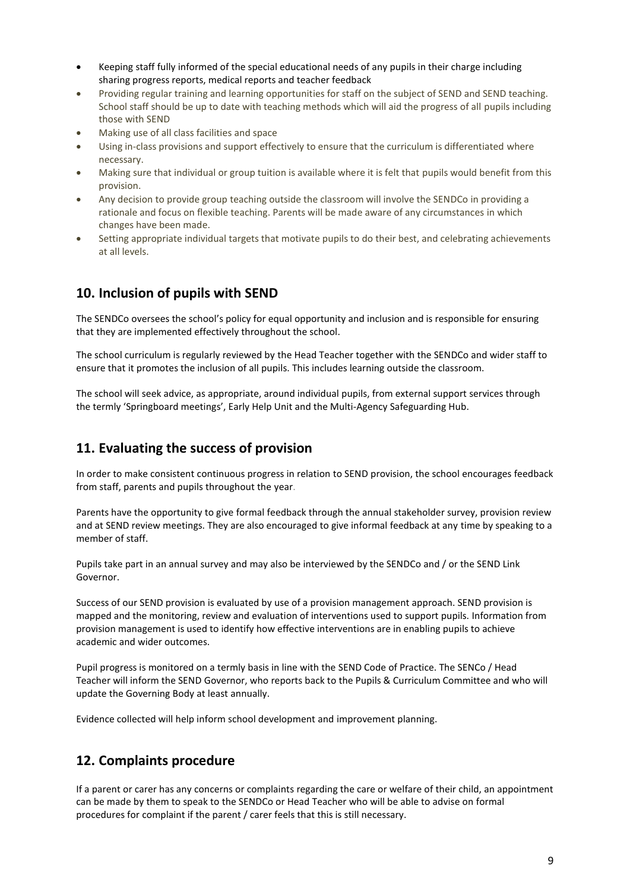- Keeping staff fully informed of the special educational needs of any pupils in their charge including sharing progress reports, medical reports and teacher feedback
- Providing regular training and learning opportunities for staff on the subject of SEND and SEND teaching. School staff should be up to date with teaching methods which will aid the progress of all pupils including those with SEND
- Making use of all class facilities and space
- Using in-class provisions and support effectively to ensure that the curriculum is differentiated where necessary.
- Making sure that individual or group tuition is available where it is felt that pupils would benefit from this provision.
- Any decision to provide group teaching outside the classroom will involve the SENDCo in providing a rationale and focus on flexible teaching. Parents will be made aware of any circumstances in which changes have been made.
- Setting appropriate individual targets that motivate pupils to do their best, and celebrating achievements at all levels.

## 10. Inclusion of pupils with SEND

The SENDCo oversees the school's policy for equal opportunity and inclusion and is responsible for ensuring that they are implemented effectively throughout the school.

The school curriculum is regularly reviewed by the Head Teacher together with the SENDCo and wider staff to ensure that it promotes the inclusion of all pupils. This includes learning outside the classroom.

The school will seek advice, as appropriate, around individual pupils, from external support services through the termly 'Springboard meetings', Early Help Unit and the Multi-Agency Safeguarding Hub.

## 11. Evaluating the success of provision

In order to make consistent continuous progress in relation to SEND provision, the school encourages feedback from staff, parents and pupils throughout the year.

Parents have the opportunity to give formal feedback through the annual stakeholder survey, provision review and at SEND review meetings. They are also encouraged to give informal feedback at any time by speaking to a member of staff.

Pupils take part in an annual survey and may also be interviewed by the SENDCo and / or the SEND Link Governor.

Success of our SEND provision is evaluated by use of a provision management approach. SEND provision is mapped and the monitoring, review and evaluation of interventions used to support pupils. Information from provision management is used to identify how effective interventions are in enabling pupils to achieve academic and wider outcomes.

Pupil progress is monitored on a termly basis in line with the SEND Code of Practice. The SENCo / Head Teacher will inform the SEND Governor, who reports back to the Pupils & Curriculum Committee and who will update the Governing Body at least annually.

Evidence collected will help inform school development and improvement planning.

## 12. Complaints procedure

If a parent or carer has any concerns or complaints regarding the care or welfare of their child, an appointment can be made by them to speak to the SENDCo or Head Teacher who will be able to advise on formal procedures for complaint if the parent / carer feels that this is still necessary.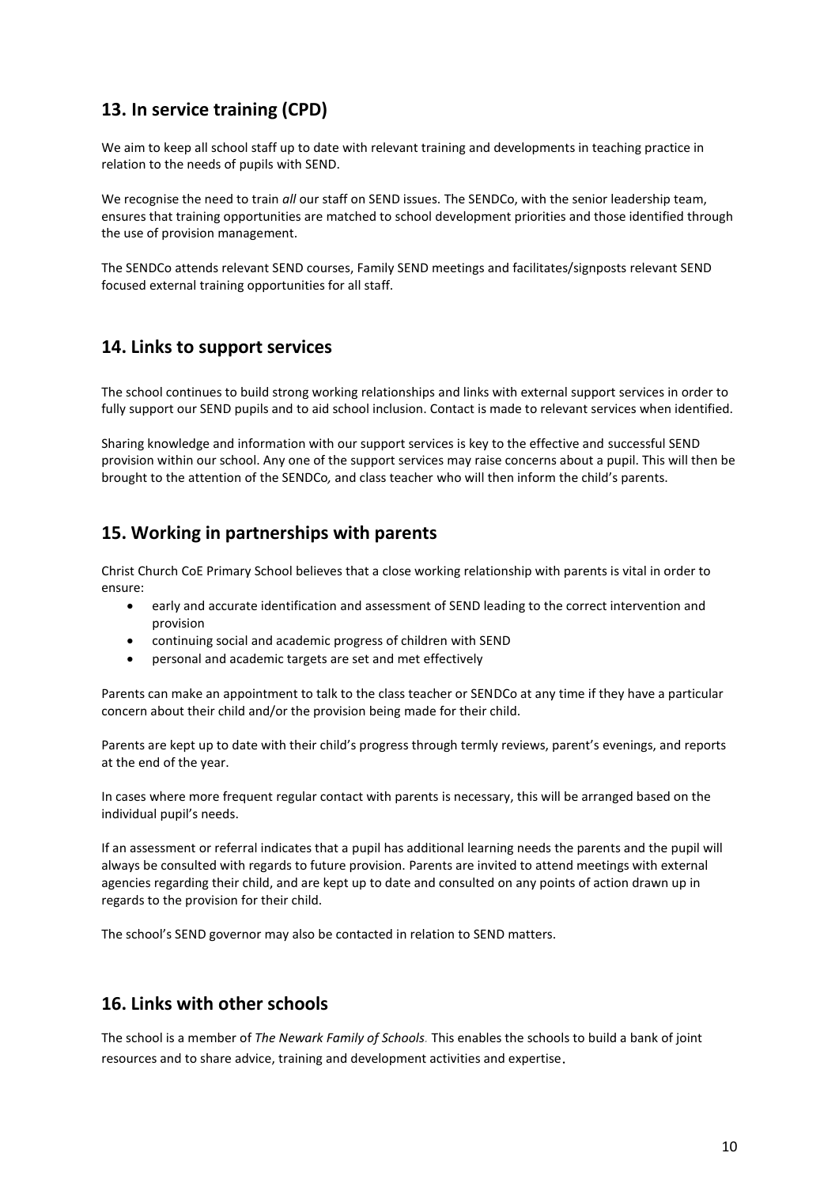## 13. In service training (CPD)

We aim to keep all school staff up to date with relevant training and developments in teaching practice in relation to the needs of pupils with SEND.

We recognise the need to train *all* our staff on SEND issues. The SENDCo, with the senior leadership team, ensures that training opportunities are matched to school development priorities and those identified through the use of provision management.

The SENDCo attends relevant SEND courses, Family SEND meetings and facilitates/signposts relevant SEND focused external training opportunities for all staff.

## 14. Links to support services

The school continues to build strong working relationships and links with external support services in order to fully support our SEND pupils and to aid school inclusion. Contact is made to relevant services when identified.

Sharing knowledge and information with our support services is key to the effective and successful SEND provision within our school. Any one of the support services may raise concerns about a pupil. This will then be brought to the attention of the SENDCo*,* and class teacher who will then inform the child's parents.

## 15. Working in partnerships with parents

Christ Church CoE Primary School believes that a close working relationship with parents is vital in order to ensure:

- early and accurate identification and assessment of SEND leading to the correct intervention and provision
- continuing social and academic progress of children with SEND
- personal and academic targets are set and met effectively

Parents can make an appointment to talk to the class teacher or SENDCo at any time if they have a particular concern about their child and/or the provision being made for their child.

Parents are kept up to date with their child's progress through termly reviews, parent's evenings, and reports at the end of the year.

In cases where more frequent regular contact with parents is necessary, this will be arranged based on the individual pupil's needs.

If an assessment or referral indicates that a pupil has additional learning needs the parents and the pupil will always be consulted with regards to future provision. Parents are invited to attend meetings with external agencies regarding their child, and are kept up to date and consulted on any points of action drawn up in regards to the provision for their child.

The school's SEND governor may also be contacted in relation to SEND matters.

## 16. Links with other schools

The school is a member of *The Newark Family of Schools.* This enables the schools to build a bank of joint resources and to share advice, training and development activities and expertise.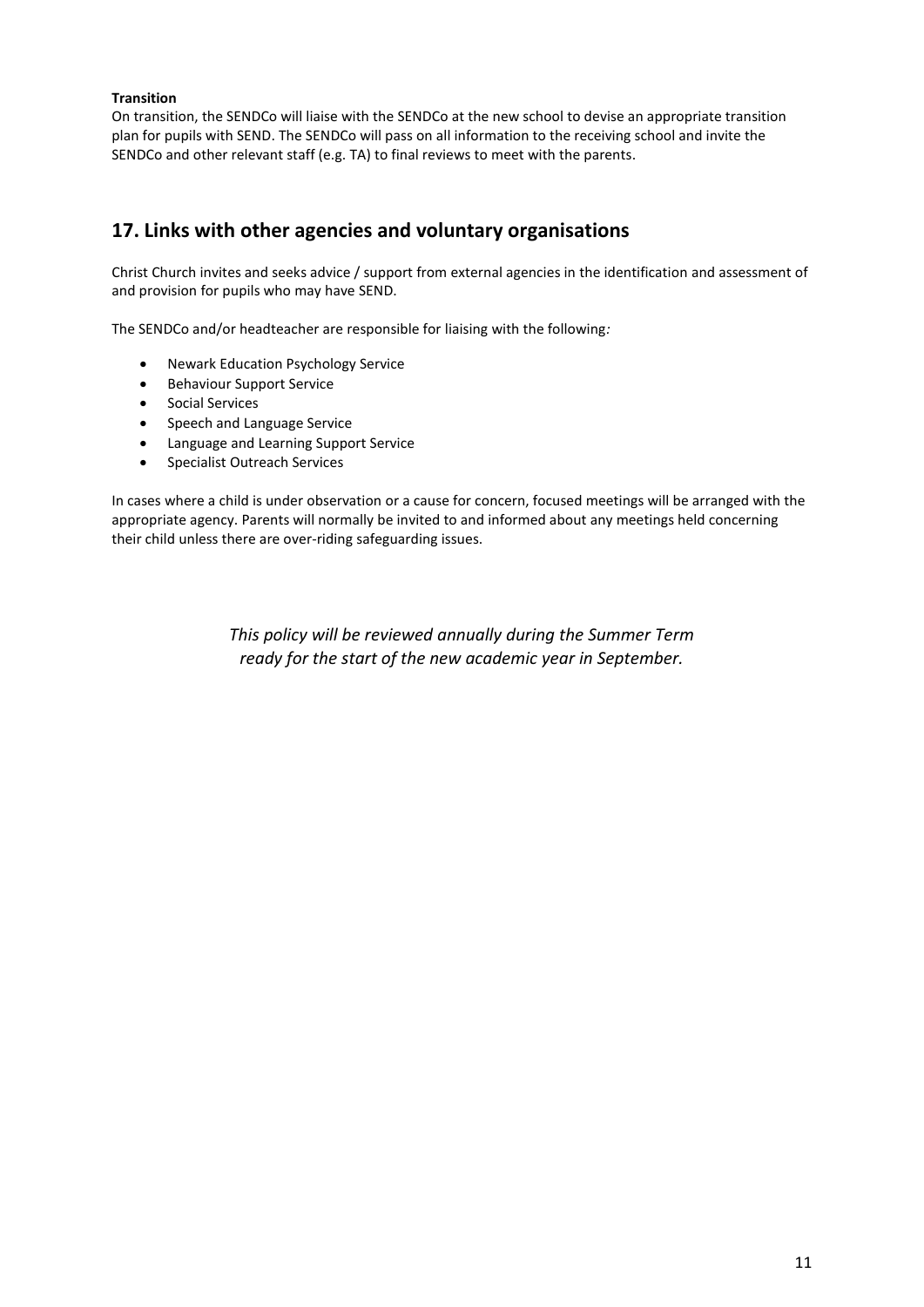**Transition**

On transition, the SENDCo will liaise with the SENDCo at the new school to devise an appropriate transition plan for pupils with SEND. The SENDCo will pass on all information to the receiving school and invite the SENDCo and other relevant staff (e.g. TA) to final reviews to meet with the parents.

## 17. Links with other agencies and voluntary organisations

Christ Church invites and seeks advice / support from external agencies in the identification and assessment of and provision for pupils who may have SEND.

The SENDCo and/or headteacher are responsible for liaising with the following*:*

- Newark Education Psychology Service
- Behaviour Support Service
- Social Services
- Speech and Language Service
- Language and Learning Support Service
- Specialist Outreach Services

In cases where a child is under observation or a cause for concern, focused meetings will be arranged with the appropriate agency. Parents will normally be invited to and informed about any meetings held concerning their child unless there are over-riding safeguarding issues.

*This policy will be reviewed annually during the Summer Term ready for the start of the new academic year in September.*